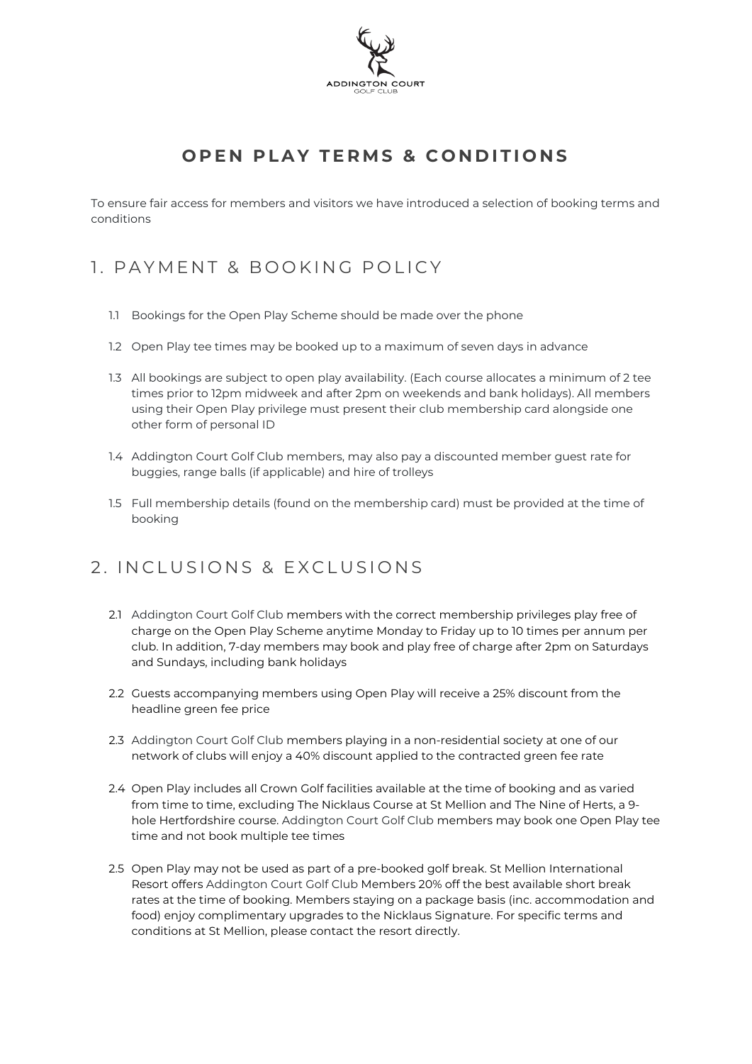ADDINGTON COURT
GOLF CLUB

# OPEN PLAY TERMS & CONDITIONS

To ensure fair access for members and visitors we have introduced a selection of booking terms and conditions

## 1. PAYMENT & BOOKING POLICY

1.1 Bookings for the Open Play Scheme should be made over the phone

1.2 Open Play tee times may be booked up to a maximum of seven days in advance

1.3 All bookings are subject to open play availability. (Each course allocates a minimum of 2 tee times prior to 12pm midweek and after 2pm on weekends and bank holidays). All members using their Open Play privilege must present their club membership card alongside one other form of personal ID

1.4 Addington Court Golf Club members, may also pay a discounted member guest rate for buggies, range balls (if applicable) and hire of trolleys

1.5 Full membership details (found on the membership card) must be provided at the time of booking

## 2. INCLUSIONS & EXCLUSIONS

2.1 Addington Court Golf Club members with the correct membership privileges play free of charge on the Open Play Scheme anytime Monday to Friday up to 10 times per annum per club. In addition, 7-day members may book and play free of charge after 2pm on Saturdays and Sundays, including bank holidays

2.2 Guests accompanying members using Open Play will receive a 25% discount from the headline green fee price

2.3 Addington Court Golf Club members playing in a non-residential society at one of our network of clubs will enjoy a 40% discount applied to the contracted green fee rate

2.4 Open Play includes all Crown Golf facilities available at the time of booking and as varied from time to time, excluding The Nicklaus Course at St Mellion and The Nine of Herts, a 9-hole Hertfordshire course. Addington Court Golf Club members may book one Open Play tee time and not book multiple tee times

2.5 Open Play may not be used as part of a pre-booked golf break. St Mellion International Resort offers Addington Court Golf Club Members 20% off the best available short break rates at the time of booking. Members staying on a package basis (inc. accommodation and food) enjoy complimentary upgrades to the Nicklaus Signature. For specific terms and conditions at St Mellion, please contact the resort directly.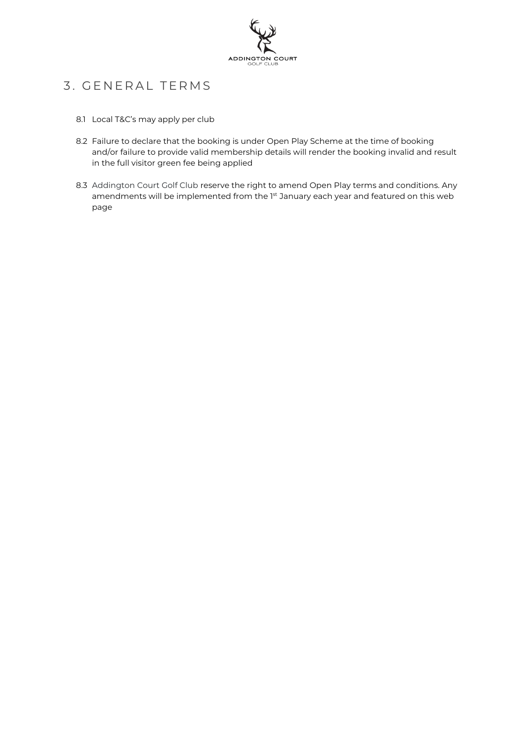## 3. GENERAL TERMS

8.1 Local T&C's may apply per club

8.2 Failure to declare that the booking is under Open Play Scheme at the time of booking and/or failure to provide valid membership details will render the booking invalid and result in the full visitor green fee being applied

8.3 Addington Court Golf Club reserve the right to amend Open Play terms and conditions. Any amendments will be implemented from the 1st January each year and featured on this web page